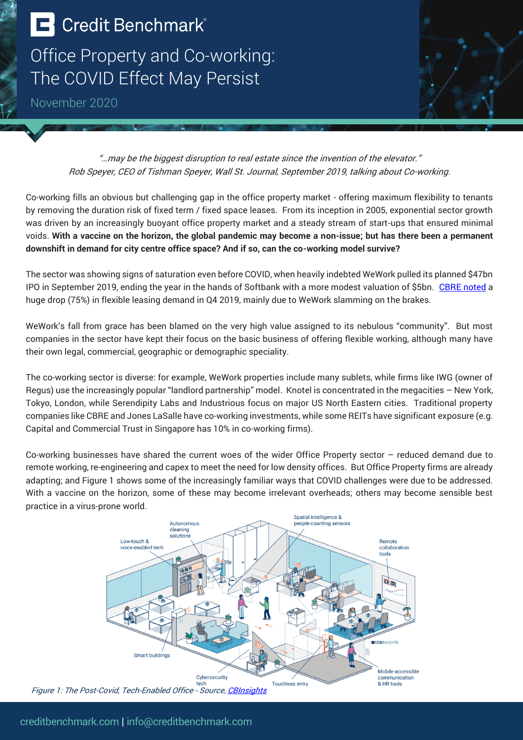Credit Benchmark

# Office Property and Co-working: The COVID Effect May Persist

November 2020

*"…may be the biggest disruption to real estate since the invention of the elevator."*
*Rob Speyer, CEO of Tishman Speyer, Wall St. Journal, September 2019, talking about Co-working.*

Co-working fills an obvious but challenging gap in the office property market - offering maximum flexibility to tenants by removing the duration risk of fixed term / fixed space leases. From its inception in 2005, exponential sector growth was driven by an increasingly buoyant office property market and a steady stream of start-ups that ensured minimal voids. **With a vaccine on the horizon, the global pandemic may become a non-issue; but has there been a permanent downshift in demand for city centre office space? And if so, can the co-working model survive?**

The sector was showing signs of saturation even before COVID, when heavily indebted WeWork pulled its planned $47bn IPO in September 2019, ending the year in the hands of Softbank with a more modest valuation of $5bn. CBRE noted a huge drop (75%) in flexible leasing demand in Q4 2019, mainly due to WeWork slamming on the brakes.

WeWork's fall from grace has been blamed on the very high value assigned to its nebulous "community". But most companies in the sector have kept their focus on the basic business of offering flexible working, although many have their own legal, commercial, geographic or demographic speciality.

The co-working sector is diverse: for example, WeWork properties include many sublets, while firms like IWG (owner of Regus) use the increasingly popular "landlord partnership" model. Knotel is concentrated in the megacities – New York, Tokyo, London, while Serendipity Labs and Industrious focus on major US North Eastern cities. Traditional property companies like CBRE and Jones LaSalle have co-working investments, while some REITs have significant exposure (e.g. Capital and Commercial Trust in Singapore has 10% in co-working firms).

Co-working businesses have shared the current woes of the wider Office Property sector – reduced demand due to remote working, re-engineering and capex to meet the need for low density offices. But Office Property firms are already adapting; and Figure 1 shows some of the increasingly familiar ways that COVID challenges were due to be addressed. With a vaccine on the horizon, some of these may become irrelevant overheads; others may become sensible best practice in a virus-prone world.

*Figure 1: The Post-Covid, Tech-Enabled Office - Source, CBInsights*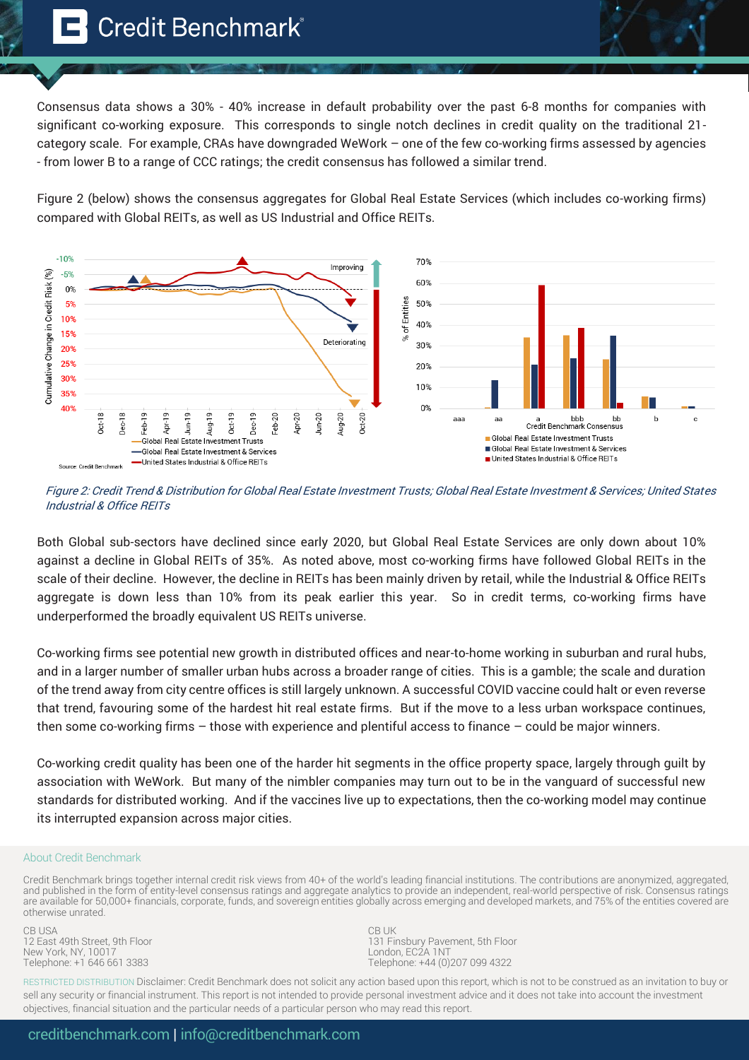Consensus data shows a 30% - 40% increase in default probability over the past 6-8 months for companies with significant co-working exposure. This corresponds to single notch declines in credit quality on the traditional 21-category scale. For example, CRAs have downgraded WeWork – one of the few co-working firms assessed by agencies - from lower B to a range of CCC ratings; the credit consensus has followed a similar trend.

Figure 2 (below) shows the consensus aggregates for Global Real Estate Services (which includes co-working firms) compared with Global REITs, as well as US Industrial and Office REITs.

Cumulative Change in Credit Risk (%)
-10%
-5%
0%
5%
10%
15%
20%
25%
30%
35%
40%
Oct-18
Dec-18
Feb-19
Apr-19
Jun-19
Aug-19
Oct-19
Dec-19
Feb-20
Apr-20
Jun-20
Aug-20
Oct-20
Improving
Deteriorating
Global Real Estate Investment Trusts
Global Real Estate Investment & Services
United States Industrial & Office REITs
Source: Credit Benchmark

% of Entities
70%
60%
50%
40%
30%
20%
10%
0%
aaa
aa
a
bbb
bb
b
c
Credit Benchmark Consensus
Global Real Estate Investment Trusts
Global Real Estate Investment & Services
United States Industrial & Office REITs

*Figure 2: Credit Trend & Distribution for Global Real Estate Investment Trusts; Global Real Estate Investment & Services; United States Industrial & Office REITs*

Both Global sub-sectors have declined since early 2020, but Global Real Estate Services are only down about 10% against a decline in Global REITs of 35%. As noted above, most co-working firms have followed Global REITs in the scale of their decline. However, the decline in REITs has been mainly driven by retail, while the Industrial & Office REITs aggregate is down less than 10% from its peak earlier this year. So in credit terms, co-working firms have underperformed the broadly equivalent US REITs universe.

Co-working firms see potential new growth in distributed offices and near-to-home working in suburban and rural hubs, and in a larger number of smaller urban hubs across a broader range of cities. This is a gamble; the scale and duration of the trend away from city centre offices is still largely unknown. A successful COVID vaccine could halt or even reverse that trend, favouring some of the hardest hit real estate firms. But if the move to a less urban workspace continues, then some co-working firms – those with experience and plentiful access to finance – could be major winners.

Co-working credit quality has been one of the harder hit segments in the office property space, largely through guilt by association with WeWork. But many of the nimbler companies may turn out to be in the vanguard of successful new standards for distributed working. And if the vaccines live up to expectations, then the co-working model may continue its interrupted expansion across major cities.

## About Credit Benchmark

Credit Benchmark brings together internal credit risk views from 40+ of the world's leading financial institutions. The contributions are anonymized, aggregated, and published in the form of entity-level consensus ratings and aggregate analytics to provide an independent, real-world perspective of risk. Consensus ratings are available for 50,000+ financials, corporate, funds, and sovereign entities globally across emerging and developed markets, and 75% of the entities covered are otherwise unrated.

CB USA
12 East 49th Street, 9th Floor
New York, NY, 10017
Telephone: +1 646 661 3383

CB UK
131 Finsbury Pavement, 5th Floor
London, EC2A 1NT
Telephone: +44 (0)207 099 4322

RESTRICTED DISTRIBUTION Disclaimer: Credit Benchmark does not solicit any action based upon this report, which is not to be construed as an invitation to buy or sell any security or financial instrument. This report is not intended to provide personal investment advice and it does not take into account the investment objectives, financial situation and the particular needs of a particular person who may read this report.

creditbenchmark.com | info@creditbenchmark.com